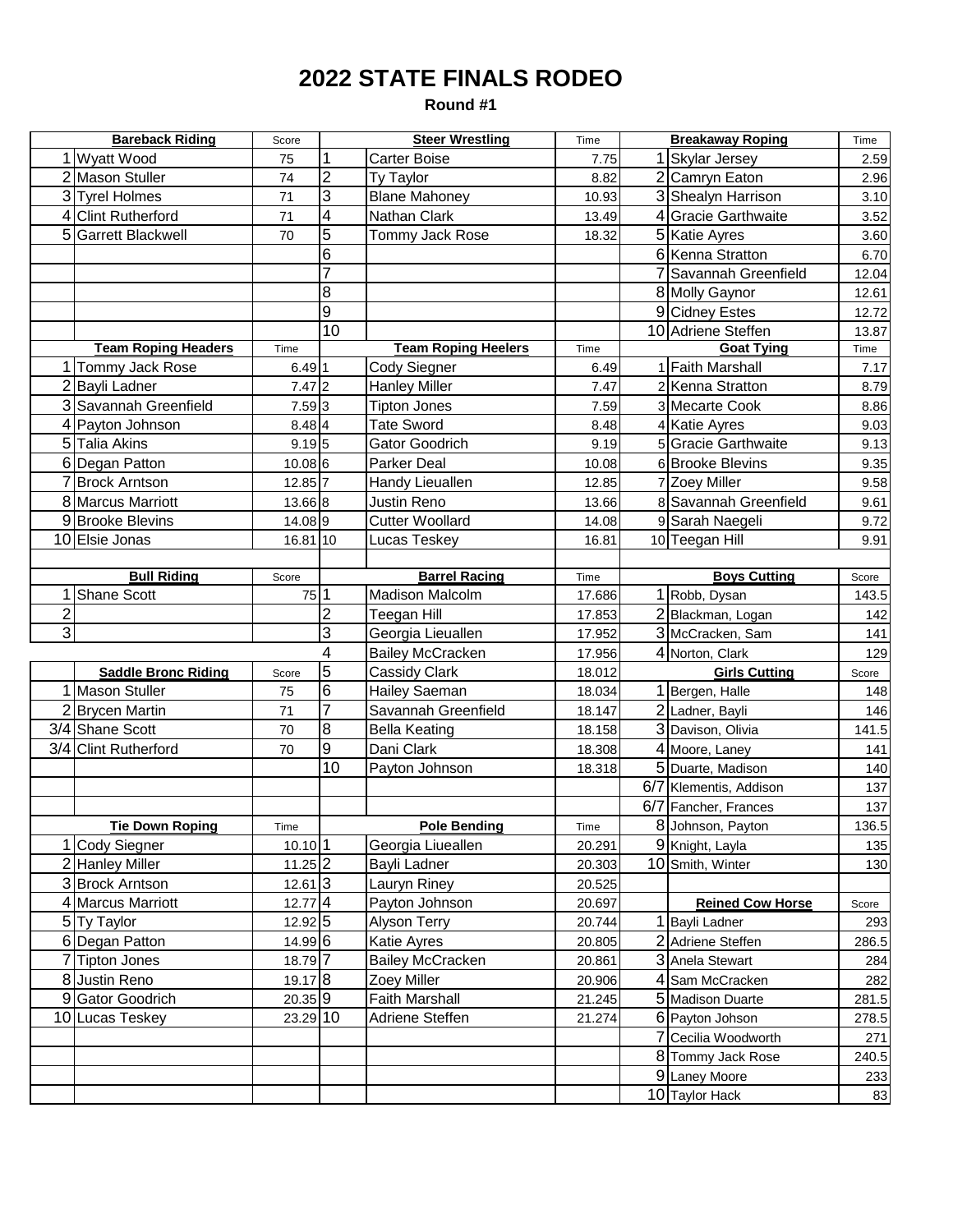# 2022 STATE FINALS RODEO

**Round #1**

| | Bareback Riding | Score | | Steer Wrestling | Time | | Breakaway Roping | Time |
|---|---|---|---|---|---|---|---|---|
| 1 | Wyatt Wood | 75 | 1 | Carter Boise | 7.75 | 1 | Skylar Jersey | 2.59 |
| 2 | Mason Stuller | 74 | 2 | Ty Taylor | 8.82 | 2 | Camryn Eaton | 2.96 |
| 3 | Tyrel Holmes | 71 | 3 | Blane Mahoney | 10.93 | 3 | Shealyn Harrison | 3.10 |
| 4 | Clint Rutherford | 71 | 4 | Nathan Clark | 13.49 | 4 | Gracie Garthwaite | 3.52 |
| 5 | Garrett Blackwell | 70 | 5 | Tommy Jack Rose | 18.32 | 5 | Katie Ayres | 3.60 |
| | | | 6 | | | 6 | Kenna Stratton | 6.70 |
| | | | 7 | | | 7 | Savannah Greenfield | 12.04 |
| | | | 8 | | | 8 | Molly Gaynor | 12.61 |
| | | | 9 | | | 9 | Cidney Estes | 12.72 |
| | | | 10 | | | 10 | Adriene Steffen | 13.87 |

| | Team Roping Headers | Time | | Team Roping Heelers | Time | | Goat Tying | Time |
|---|---|---|---|---|---|---|---|---|
| 1 | Tommy Jack Rose | 6.49 | 1 | Cody Siegner | 6.49 | 1 | Faith Marshall | 7.17 |
| 2 | Bayli Ladner | 7.47 | 2 | Hanley Miller | 7.47 | 2 | Kenna Stratton | 8.79 |
| 3 | Savannah Greenfield | 7.59 | 3 | Tipton Jones | 7.59 | 3 | Mecarte Cook | 8.86 |
| 4 | Payton Johnson | 8.48 | 4 | Tate Sword | 8.48 | 4 | Katie Ayres | 9.03 |
| 5 | Talia Akins | 9.19 | 5 | Gator Goodrich | 9.19 | 5 | Gracie Garthwaite | 9.13 |
| 6 | Degan Patton | 10.08 | 6 | Parker Deal | 10.08 | 6 | Brooke Blevins | 9.35 |
| 7 | Brock Arntson | 12.85 | 7 | Handy Lieuallen | 12.85 | 7 | Zoey Miller | 9.58 |
| 8 | Marcus Marriott | 13.66 | 8 | Justin Reno | 13.66 | 8 | Savannah Greenfield | 9.61 |
| 9 | Brooke Blevins | 14.08 | 9 | Cutter Woollard | 14.08 | 9 | Sarah Naegeli | 9.72 |
| 10 | Elsie Jonas | 16.81 | 10 | Lucas Teskey | 16.81 | 10 | Teegan Hill | 9.91 |

| | Bull Riding | Score | | Barrel Racing | Time | | Boys Cutting | Score |
|---|---|---|---|---|---|---|---|---|
| 1 | Shane Scott | 75 | 1 | Madison Malcolm | 17.686 | 1 | Robb, Dysan | 143.5 |
| 2 | | | 2 | Teegan Hill | 17.853 | 2 | Blackman, Logan | 142 |
| 3 | | | 3 | Georgia Lieuallen | 17.952 | 3 | McCracken, Sam | 141 |
| | | | 4 | Bailey McCracken | 17.956 | 4 | Norton, Clark | 129 |
| | **Saddle Bronc Riding** | **Score** | 5 | Cassidy Clark | 18.012 | | **Girls Cutting** | **Score** |
| 1 | Mason Stuller | 75 | 6 | Hailey Saeman | 18.034 | 1 | Bergen, Halle | 148 |
| 2 | Brycen Martin | 71 | 7 | Savannah Greenfield | 18.147 | 2 | Ladner, Bayli | 146 |
| 3/4 | Shane Scott | 70 | 8 | Bella Keating | 18.158 | 3 | Davison, Olivia | 141.5 |
| 3/4 | Clint Rutherford | 70 | 9 | Dani Clark | 18.308 | 4 | Moore, Laney | 141 |
| | | | 10 | Payton Johnson | 18.318 | 5 | Duarte, Madison | 140 |
| | | | | | | 6/7 | Klementis, Addison | 137 |
| | | | | | | 6/7 | Fancher, Frances | 137 |
| | **Tie Down Roping** | **Time** | | **Pole Bending** | **Time** | 8 | Johnson, Payton | 136.5 |
| 1 | Cody Siegner | 10.10 | 1 | Georgia Liueallen | 20.291 | 9 | Knight, Layla | 135 |
| 2 | Hanley Miller | 11.25 | 2 | Bayli Ladner | 20.303 | 10 | Smith, Winter | 130 |
| 3 | Brock Arntson | 12.61 | 3 | Lauryn Riney | 20.525 | | | |
| 4 | Marcus Marriott | 12.77 | 4 | Payton Johnson | 20.697 | | **Reined Cow Horse** | **Score** |
| 5 | Ty Taylor | 12.92 | 5 | Alyson Terry | 20.744 | 1 | Bayli Ladner | 293 |
| 6 | Degan Patton | 14.99 | 6 | Katie Ayres | 20.805 | 2 | Adriene Steffen | 286.5 |
| 7 | Tipton Jones | 18.79 | 7 | Bailey McCracken | 20.861 | 3 | Anela Stewart | 284 |
| 8 | Justin Reno | 19.17 | 8 | Zoey Miller | 20.906 | 4 | Sam McCracken | 282 |
| 9 | Gator Goodrich | 20.35 | 9 | Faith Marshall | 21.245 | 5 | Madison Duarte | 281.5 |
| 10 | Lucas Teskey | 23.29 | 10 | Adriene Steffen | 21.274 | 6 | Payton Johson | 278.5 |
| | | | | | | 7 | Cecilia Woodworth | 271 |
| | | | | | | 8 | Tommy Jack Rose | 240.5 |
| | | | | | | 9 | Laney Moore | 233 |
| | | | | | | 10 | Taylor Hack | 83 |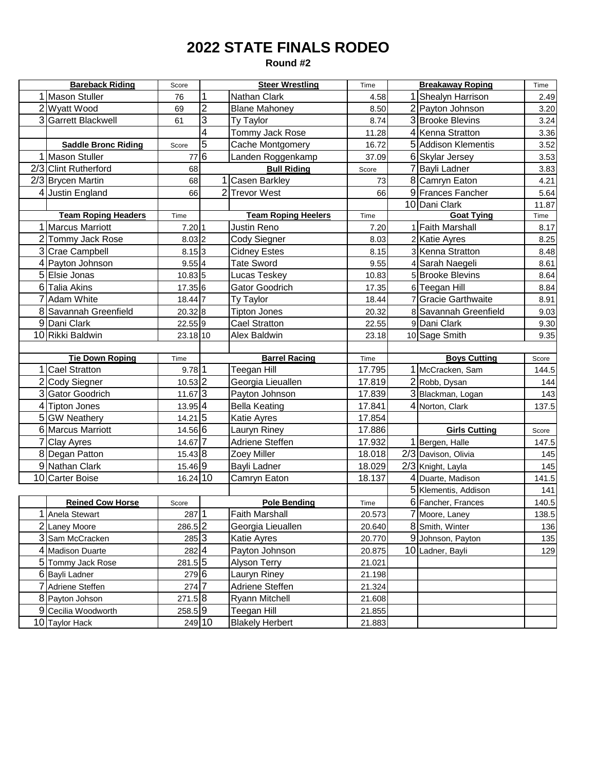# 2022 STATE FINALS RODEO

**Round #2**

| Bareback Riding | | Score |
|---|---|---|
| 1 | Mason Stuller | 76 |
| 2 | Wyatt Wood | 69 |
| 3 | Garrett Blackwell | 61 |

| Saddle Bronc Riding | | Score |
|---|---|---|
| 1 | Mason Stuller | 77 |
| 2/3 | Clint Rutherford | 68 |
| 2/3 | Brycen Martin | 68 |
| 4 | Justin England | 66 |

| Steer Wrestling | | Time |
|---|---|---|
| 1 | Nathan Clark | 4.58 |
| 2 | Blane Mahoney | 8.50 |
| 3 | Ty Taylor | 8.74 |
| 4 | Tommy Jack Rose | 11.28 |
| 5 | Cache Montgomery | 16.72 |
| 6 | Landen Roggenkamp | 37.09 |

| Bull Riding | | Score |
|---|---|---|
| 1 | Casen Barkley | 73 |
| 2 | Trevor West | 66 |

| Breakaway Roping | | Time |
|---|---|---|
| 1 | Shealyn Harrison | 2.49 |
| 2 | Payton Johnson | 3.20 |
| 3 | Brooke Blevins | 3.24 |
| 4 | Kenna Stratton | 3.36 |
| 5 | Addison Klementis | 3.52 |
| 6 | Skylar Jersey | 3.53 |
| 7 | Bayli Ladner | 3.83 |
| 8 | Camryn Eaton | 4.21 |
| 9 | Frances Fancher | 5.64 |
| 10 | Dani Clark | 11.87 |

| Team Roping Headers | | Time |
|---|---|---|
| 1 | Marcus Marriott | 7.20 |
| 2 | Tommy Jack Rose | 8.03 |
| 3 | Crae Campbell | 8.15 |
| 4 | Payton Johnson | 9.55 |
| 5 | Elsie Jonas | 10.83 |
| 6 | Talia Akins | 17.35 |
| 7 | Adam White | 18.44 |
| 8 | Savannah Greenfield | 20.32 |
| 9 | Dani Clark | 22.55 |
| 10 | Rikki Baldwin | 23.18 |

| Team Roping Heelers | | Time |
|---|---|---|
| 1 | Justin Reno | 7.20 |
| 2 | Cody Siegner | 8.03 |
| 3 | Cidney Estes | 8.15 |
| 4 | Tate Sword | 9.55 |
| 5 | Lucas Teskey | 10.83 |
| 6 | Gator Goodrich | 17.35 |
| 7 | Ty Taylor | 18.44 |
| 8 | Tipton Jones | 20.32 |
| 9 | Cael Stratton | 22.55 |
| 10 | Alex Baldwin | 23.18 |

| Goat Tying | | Time |
|---|---|---|
| 1 | Faith Marshall | 8.17 |
| 2 | Katie Ayres | 8.25 |
| 3 | Kenna Stratton | 8.48 |
| 4 | Sarah Naegeli | 8.61 |
| 5 | Brooke Blevins | 8.64 |
| 6 | Teegan Hill | 8.84 |
| 7 | Gracie Garthwaite | 8.91 |
| 8 | Savannah Greenfield | 9.03 |
| 9 | Dani Clark | 9.30 |
| 10 | Sage Smith | 9.35 |

| Tie Down Roping | | Time |
|---|---|---|
| 1 | Cael Stratton | 9.78 |
| 2 | Cody Siegner | 10.53 |
| 3 | Gator Goodrich | 11.67 |
| 4 | Tipton Jones | 13.95 |
| 5 | GW Neathery | 14.21 |
| 6 | Marcus Marriott | 14.56 |
| 7 | Clay Ayres | 14.67 |
| 8 | Degan Patton | 15.43 |
| 9 | Nathan Clark | 15.46 |
| 10 | Carter Boise | 16.24 |

| Barrel Racing | | Time |
|---|---|---|
| 1 | Teegan Hill | 17.795 |
| 2 | Georgia Lieuallen | 17.819 |
| 3 | Payton Johnson | 17.839 |
| 4 | Bella Keating | 17.841 |
| 5 | Katie Ayres | 17.854 |
| 6 | Lauryn Riney | 17.886 |
| 7 | Adriene Steffen | 17.932 |
| 8 | Zoey Miller | 18.018 |
| 9 | Bayli Ladner | 18.029 |
| 10 | Camryn Eaton | 18.137 |

| Boys Cutting | | Score |
|---|---|---|
| 1 | McCracken, Sam | 144.5 |
| 2 | Robb, Dysan | 144 |
| 3 | Blackman, Logan | 143 |
| 4 | Norton, Clark | 137.5 |

| Girls Cutting | | Score |
|---|---|---|
| 1 | Bergen, Halle | 147.5 |
| 2/3 | Davison, Olivia | 145 |
| 2/3 | Knight, Layla | 145 |
| 4 | Duarte, Madison | 141.5 |
| 5 | Klementis, Addison | 141 |
| 6 | Fancher, Frances | 140.5 |
| 7 | Moore, Laney | 138.5 |
| 8 | Smith, Winter | 136 |
| 9 | Johnson, Payton | 135 |
| 10 | Ladner, Bayli | 129 |

| Reined Cow Horse | | Score |
|---|---|---|
| 1 | Anela Stewart | 287 |
| 2 | Laney Moore | 286.5 |
| 3 | Sam McCracken | 285 |
| 4 | Madison Duarte | 282 |
| 5 | Tommy Jack Rose | 281.5 |
| 6 | Bayli Ladner | 279 |
| 7 | Adriene Steffen | 274 |
| 8 | Payton Johson | 271.5 |
| 9 | Cecilia Woodworth | 258.5 |
| 10 | Taylor Hack | 249 |

| Pole Bending | | Time |
|---|---|---|
| 1 | Faith Marshall | 20.573 |
| 2 | Georgia Lieuallen | 20.640 |
| 3 | Katie Ayres | 20.770 |
| 4 | Payton Johnson | 20.875 |
| 5 | Alyson Terry | 21.021 |
| 6 | Lauryn Riney | 21.198 |
| 7 | Adriene Steffen | 21.324 |
| 8 | Ryann Mitchell | 21.608 |
| 9 | Teegan Hill | 21.855 |
| 10 | Blakely Herbert | 21.883 |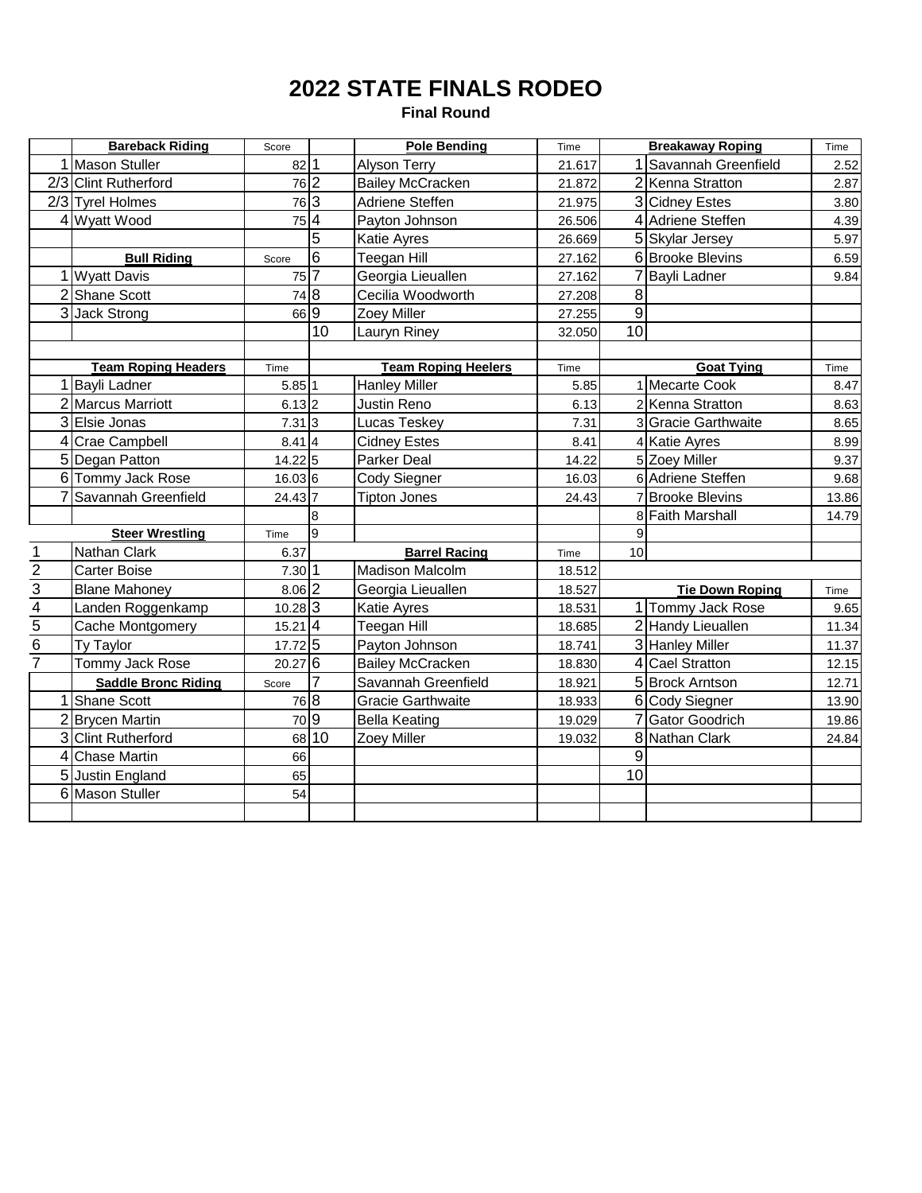# 2022 STATE FINALS RODEO

**Final Round**

| | Bareback Riding | Score | | Pole Bending | Time | | Breakaway Roping | Time |
|---|---|---|---|---|---|---|---|---|
| 1 | Mason Stuller | 82 | 1 | Alyson Terry | 21.617 | 1 | Savannah Greenfield | 2.52 |
| 2/3 | Clint Rutherford | 76 | 2 | Bailey McCracken | 21.872 | 2 | Kenna Stratton | 2.87 |
| 2/3 | Tyrel Holmes | 76 | 3 | Adriene Steffen | 21.975 | 3 | Cidney Estes | 3.80 |
| 4 | Wyatt Wood | 75 | 4 | Payton Johnson | 26.506 | 4 | Adriene Steffen | 4.39 |
| | | | 5 | Katie Ayres | 26.669 | 5 | Skylar Jersey | 5.97 |
| | **Bull Riding** | Score | 6 | Teegan Hill | 27.162 | 6 | Brooke Blevins | 6.59 |
| 1 | Wyatt Davis | 75 | 7 | Georgia Lieuallen | 27.162 | 7 | Bayli Ladner | 9.84 |
| 2 | Shane Scott | 74 | 8 | Cecilia Woodworth | 27.208 | 8 | | |
| 3 | Jack Strong | 66 | 9 | Zoey Miller | 27.255 | 9 | | |
| | | | 10 | Lauryn Riney | 32.050 | 10 | | |
| | | | | | | | | |
| | **Team Roping Headers** | Time | | **Team Roping Heelers** | Time | | **Goat Tying** | Time |
| 1 | Bayli Ladner | 5.85 | 1 | Hanley Miller | 5.85 | 1 | Mecarte Cook | 8.47 |
| 2 | Marcus Marriott | 6.13 | 2 | Justin Reno | 6.13 | 2 | Kenna Stratton | 8.63 |
| 3 | Elsie Jonas | 7.31 | 3 | Lucas Teskey | 7.31 | 3 | Gracie Garthwaite | 8.65 |
| 4 | Crae Campbell | 8.41 | 4 | Cidney Estes | 8.41 | 4 | Katie Ayres | 8.99 |
| 5 | Degan Patton | 14.22 | 5 | Parker Deal | 14.22 | 5 | Zoey Miller | 9.37 |
| 6 | Tommy Jack Rose | 16.03 | 6 | Cody Siegner | 16.03 | 6 | Adriene Steffen | 9.68 |
| 7 | Savannah Greenfield | 24.43 | 7 | Tipton Jones | 24.43 | 7 | Brooke Blevins | 13.86 |
| | | | 8 | | | 8 | Faith Marshall | 14.79 |
| | **Steer Wrestling** | Time | 9 | | | 9 | | |
| 1 | Nathan Clark | 6.37 | | **Barrel Racing** | Time | 10 | | |
| 2 | Carter Boise | 7.30 | 1 | Madison Malcolm | 18.512 | | | |
| 3 | Blane Mahoney | 8.06 | 2 | Georgia Lieuallen | 18.527 | | **Tie Down Roping** | Time |
| 4 | Landen Roggenkamp | 10.28 | 3 | Katie Ayres | 18.531 | 1 | Tommy Jack Rose | 9.65 |
| 5 | Cache Montgomery | 15.21 | 4 | Teegan Hill | 18.685 | 2 | Handy Lieuallen | 11.34 |
| 6 | Ty Taylor | 17.72 | 5 | Payton Johnson | 18.741 | 3 | Hanley Miller | 11.37 |
| 7 | Tommy Jack Rose | 20.27 | 6 | Bailey McCracken | 18.830 | 4 | Cael Stratton | 12.15 |
| | **Saddle Bronc Riding** | Score | 7 | Savannah Greenfield | 18.921 | 5 | Brock Arntson | 12.71 |
| 1 | Shane Scott | 76 | 8 | Gracie Garthwaite | 18.933 | 6 | Cody Siegner | 13.90 |
| 2 | Brycen Martin | 70 | 9 | Bella Keating | 19.029 | 7 | Gator Goodrich | 19.86 |
| 3 | Clint Rutherford | 68 | 10 | Zoey Miller | 19.032 | 8 | Nathan Clark | 24.84 |
| 4 | Chase Martin | 66 | | | | 9 | | |
| 5 | Justin England | 65 | | | | 10 | | |
| 6 | Mason Stuller | 54 | | | | | | |